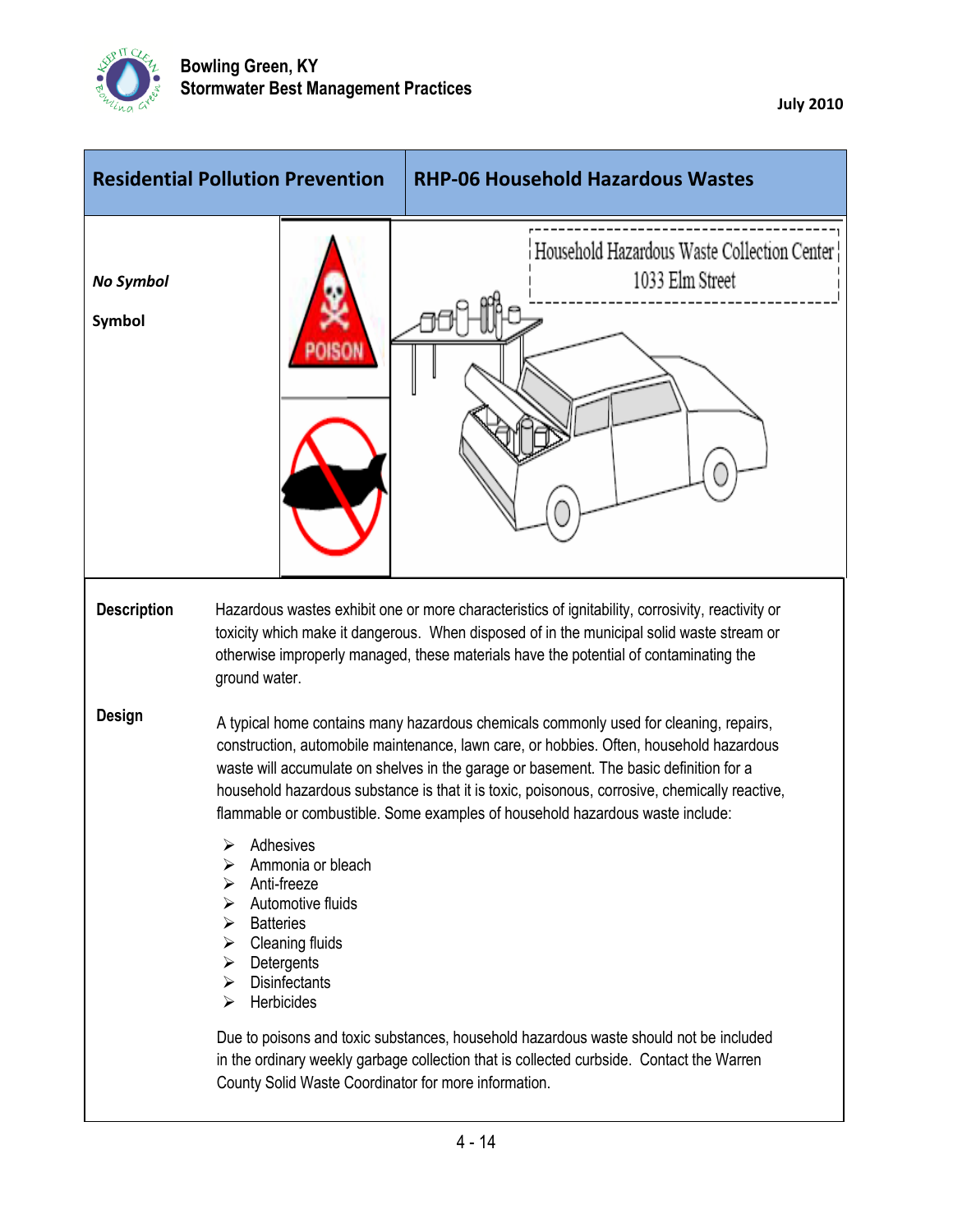| Residential Pollution Prevention | RHP-06 Household Hazardous Wastes |
| --- | --- |

***No Symbol***

**Symbol**

**Description**

Hazardous wastes exhibit one or more characteristics of ignitability, corrosivity, reactivity or toxicity which make it dangerous. When disposed of in the municipal solid waste stream or otherwise improperly managed, these materials have the potential of contaminating the ground water.

**Design**

A typical home contains many hazardous chemicals commonly used for cleaning, repairs, construction, automobile maintenance, lawn care, or hobbies. Often, household hazardous waste will accumulate on shelves in the garage or basement. The basic definition for a household hazardous substance is that it is toxic, poisonous, corrosive, chemically reactive, flammable or combustible. Some examples of household hazardous waste include:

- Adhesives
- Ammonia or bleach
- Anti-freeze
- Automotive fluids
- Batteries
- Cleaning fluids
- Detergents
- Disinfectants
- Herbicides

Due to poisons and toxic substances, household hazardous waste should not be included in the ordinary weekly garbage collection that is collected curbside. Contact the Warren County Solid Waste Coordinator for more information.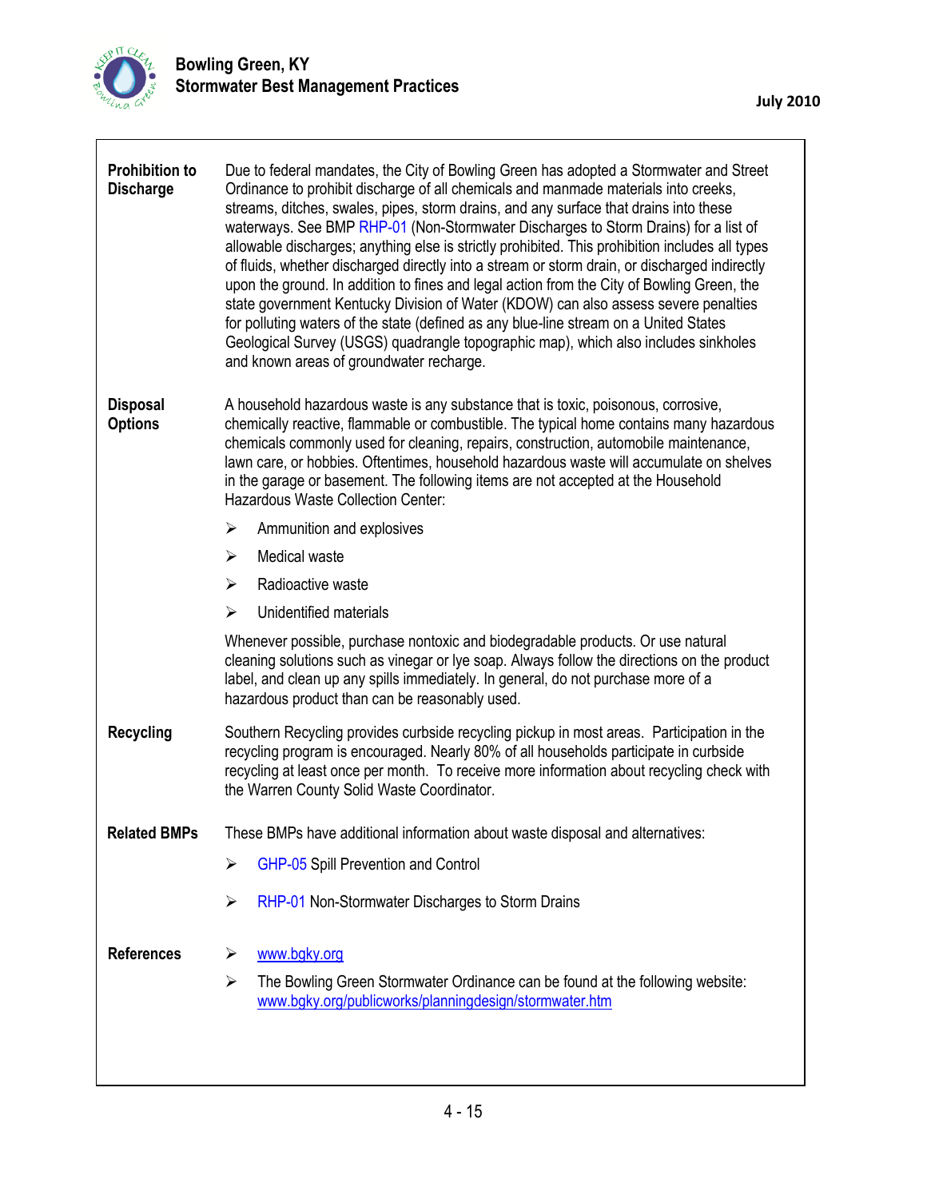**Prohibition to Discharge**

Due to federal mandates, the City of Bowling Green has adopted a Stormwater and Street Ordinance to prohibit discharge of all chemicals and manmade materials into creeks, streams, ditches, swales, pipes, storm drains, and any surface that drains into these waterways. See BMP RHP-01 (Non-Stormwater Discharges to Storm Drains) for a list of allowable discharges; anything else is strictly prohibited. This prohibition includes all types of fluids, whether discharged directly into a stream or storm drain, or discharged indirectly upon the ground. In addition to fines and legal action from the City of Bowling Green, the state government Kentucky Division of Water (KDOW) can also assess severe penalties for polluting waters of the state (defined as any blue-line stream on a United States Geological Survey (USGS) quadrangle topographic map), which also includes sinkholes and known areas of groundwater recharge.

**Disposal Options**

A household hazardous waste is any substance that is toxic, poisonous, corrosive, chemically reactive, flammable or combustible. The typical home contains many hazardous chemicals commonly used for cleaning, repairs, construction, automobile maintenance, lawn care, or hobbies. Oftentimes, household hazardous waste will accumulate on shelves in the garage or basement. The following items are not accepted at the Household Hazardous Waste Collection Center:

- Ammunition and explosives
- Medical waste
- Radioactive waste
- Unidentified materials

Whenever possible, purchase nontoxic and biodegradable products. Or use natural cleaning solutions such as vinegar or lye soap. Always follow the directions on the product label, and clean up any spills immediately. In general, do not purchase more of a hazardous product than can be reasonably used.

**Recycling**

Southern Recycling provides curbside recycling pickup in most areas. Participation in the recycling program is encouraged. Nearly 80% of all households participate in curbside recycling at least once per month. To receive more information about recycling check with the Warren County Solid Waste Coordinator.

**Related BMPs**

These BMPs have additional information about waste disposal and alternatives:

- GHP-05 Spill Prevention and Control
- RHP-01 Non-Stormwater Discharges to Storm Drains

**References**

- www.bgky.org
- The Bowling Green Stormwater Ordinance can be found at the following website: www.bgky.org/publicworks/planningdesign/stormwater.htm